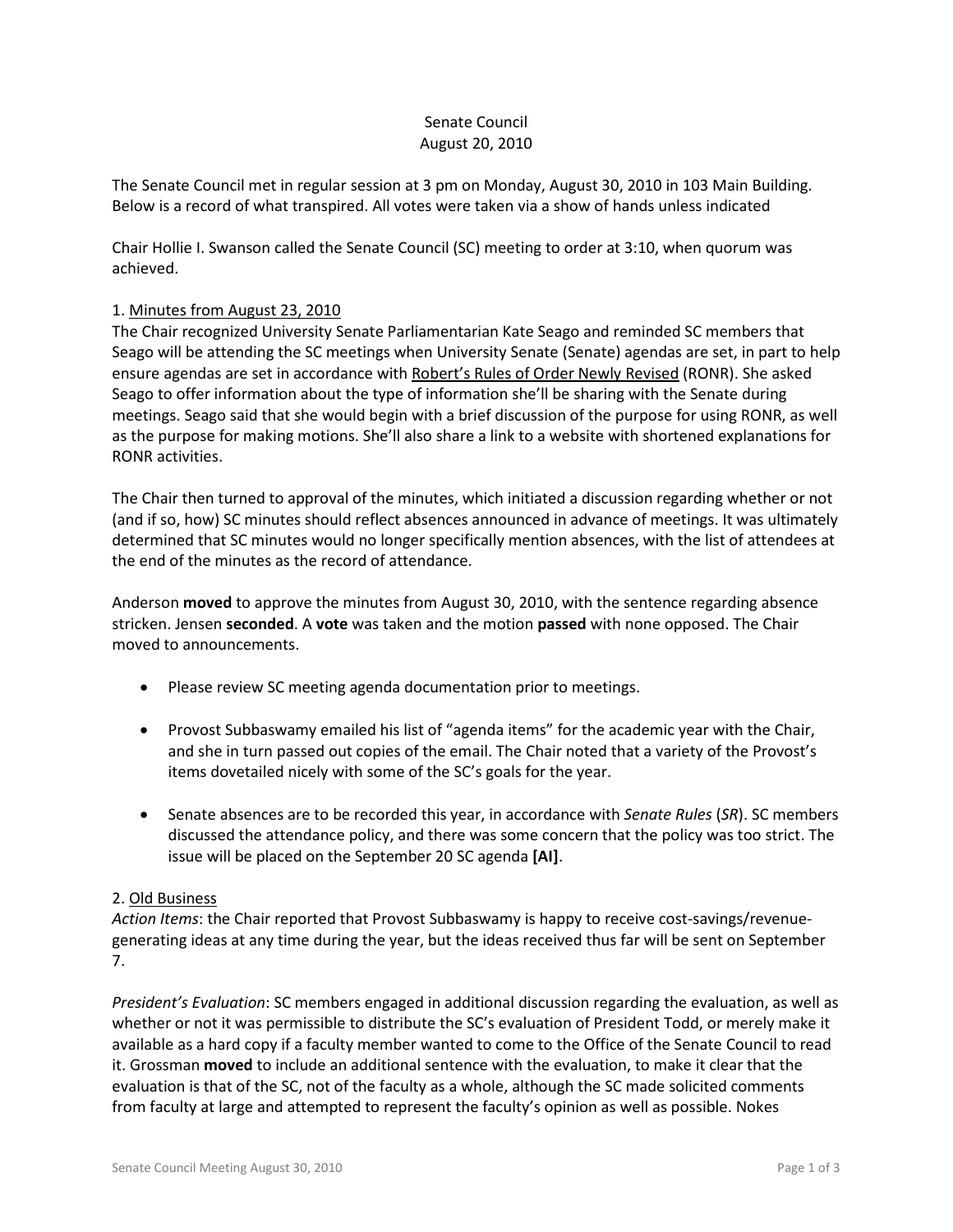Senate Council
August 20, 2010

The Senate Council met in regular session at 3 pm on Monday, August 30, 2010 in 103 Main Building. Below is a record of what transpired. All votes were taken via a show of hands unless indicated

Chair Hollie I. Swanson called the Senate Council (SC) meeting to order at 3:10, when quorum was achieved.

1. Minutes from August 23, 2010

The Chair recognized University Senate Parliamentarian Kate Seago and reminded SC members that Seago will be attending the SC meetings when University Senate (Senate) agendas are set, in part to help ensure agendas are set in accordance with Robert's Rules of Order Newly Revised (RONR). She asked Seago to offer information about the type of information she'll be sharing with the Senate during meetings. Seago said that she would begin with a brief discussion of the purpose for using RONR, as well as the purpose for making motions. She'll also share a link to a website with shortened explanations for RONR activities.

The Chair then turned to approval of the minutes, which initiated a discussion regarding whether or not (and if so, how) SC minutes should reflect absences announced in advance of meetings. It was ultimately determined that SC minutes would no longer specifically mention absences, with the list of attendees at the end of the minutes as the record of attendance.

Anderson **moved** to approve the minutes from August 30, 2010, with the sentence regarding absence stricken. Jensen **seconded**. A **vote** was taken and the motion **passed** with none opposed. The Chair moved to announcements.

- Please review SC meeting agenda documentation prior to meetings.
- Provost Subbaswamy emailed his list of "agenda items" for the academic year with the Chair, and she in turn passed out copies of the email. The Chair noted that a variety of the Provost's items dovetailed nicely with some of the SC's goals for the year.
- Senate absences are to be recorded this year, in accordance with *Senate Rules* (*SR*). SC members discussed the attendance policy, and there was some concern that the policy was too strict. The issue will be placed on the September 20 SC agenda **[AI]**.

2. Old Business

*Action Items*: the Chair reported that Provost Subbaswamy is happy to receive cost-savings/revenue-generating ideas at any time during the year, but the ideas received thus far will be sent on September 7.

*President's Evaluation*: SC members engaged in additional discussion regarding the evaluation, as well as whether or not it was permissible to distribute the SC's evaluation of President Todd, or merely make it available as a hard copy if a faculty member wanted to come to the Office of the Senate Council to read it. Grossman **moved** to include an additional sentence with the evaluation, to make it clear that the evaluation is that of the SC, not of the faculty as a whole, although the SC made solicited comments from faculty at large and attempted to represent the faculty's opinion as well as possible. Nokes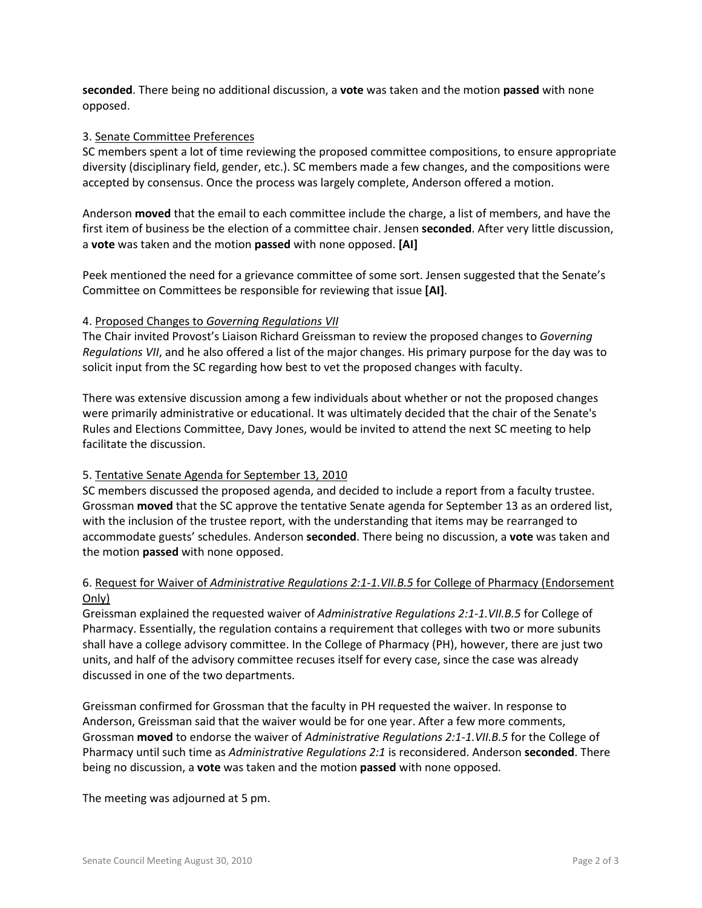**seconded**. There being no additional discussion, a **vote** was taken and the motion **passed** with none opposed.

3. Senate Committee Preferences

SC members spent a lot of time reviewing the proposed committee compositions, to ensure appropriate diversity (disciplinary field, gender, etc.). SC members made a few changes, and the compositions were accepted by consensus. Once the process was largely complete, Anderson offered a motion.

Anderson **moved** that the email to each committee include the charge, a list of members, and have the first item of business be the election of a committee chair. Jensen **seconded**. After very little discussion, a **vote** was taken and the motion **passed** with none opposed. **[AI]**

Peek mentioned the need for a grievance committee of some sort. Jensen suggested that the Senate's Committee on Committees be responsible for reviewing that issue **[AI]**.

4. Proposed Changes to *Governing Regulations VII*

The Chair invited Provost's Liaison Richard Greissman to review the proposed changes to *Governing Regulations VII*, and he also offered a list of the major changes. His primary purpose for the day was to solicit input from the SC regarding how best to vet the proposed changes with faculty.

There was extensive discussion among a few individuals about whether or not the proposed changes were primarily administrative or educational. It was ultimately decided that the chair of the Senate's Rules and Elections Committee, Davy Jones, would be invited to attend the next SC meeting to help facilitate the discussion.

5. Tentative Senate Agenda for September 13, 2010

SC members discussed the proposed agenda, and decided to include a report from a faculty trustee. Grossman **moved** that the SC approve the tentative Senate agenda for September 13 as an ordered list, with the inclusion of the trustee report, with the understanding that items may be rearranged to accommodate guests' schedules. Anderson **seconded**. There being no discussion, a **vote** was taken and the motion **passed** with none opposed.

6. Request for Waiver of *Administrative Regulations 2:1-1.VII.B.5* for College of Pharmacy (Endorsement Only)

Greissman explained the requested waiver of *Administrative Regulations 2:1-1.VII.B.5* for College of Pharmacy. Essentially, the regulation contains a requirement that colleges with two or more subunits shall have a college advisory committee. In the College of Pharmacy (PH), however, there are just two units, and half of the advisory committee recuses itself for every case, since the case was already discussed in one of the two departments.

Greissman confirmed for Grossman that the faculty in PH requested the waiver. In response to Anderson, Greissman said that the waiver would be for one year. After a few more comments, Grossman **moved** to endorse the waiver of *Administrative Regulations 2:1-1.VII.B.5* for the College of Pharmacy until such time as *Administrative Regulations 2:1* is reconsidered. Anderson **seconded**. There being no discussion, a **vote** was taken and the motion **passed** with none opposed.

The meeting was adjourned at 5 pm.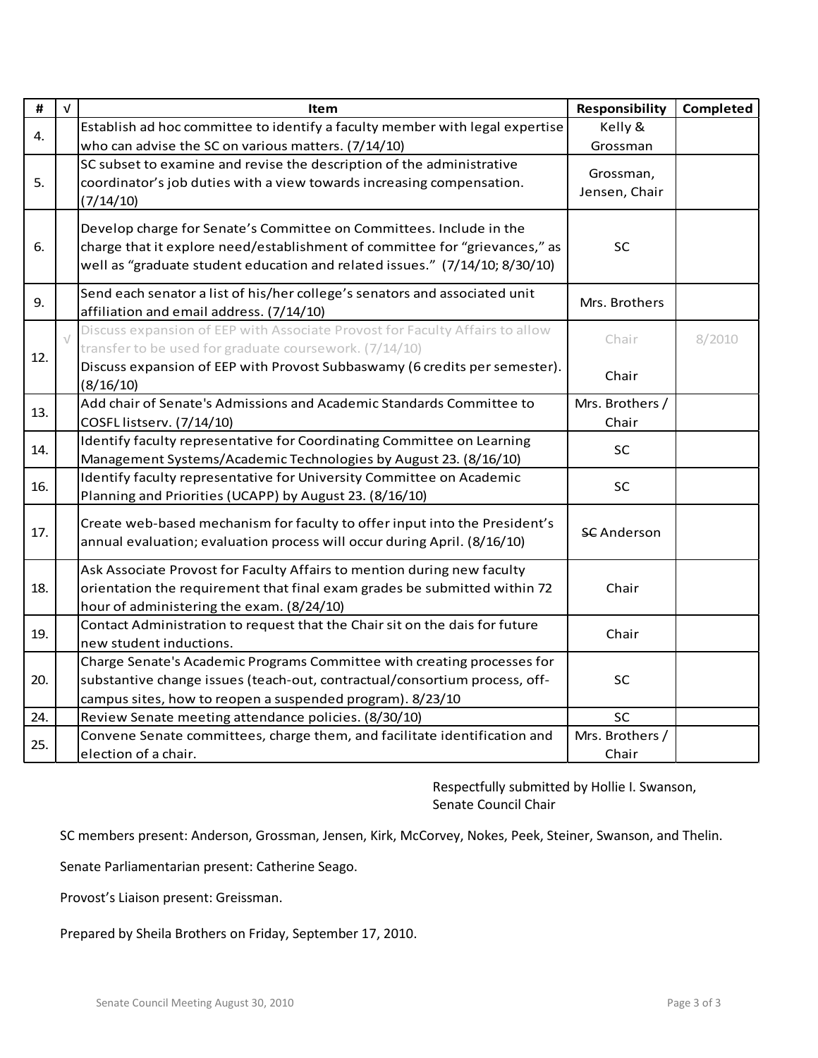| # | √ | Item | Responsibility | Completed |
|---|---|---|---|---|
| 4. | | Establish ad hoc committee to identify a faculty member with legal expertise who can advise the SC on various matters. (7/14/10) | Kelly & Grossman | |
| 5. | | SC subset to examine and revise the description of the administrative coordinator's job duties with a view towards increasing compensation. (7/14/10) | Grossman, Jensen, Chair | |
| 6. | | Develop charge for Senate's Committee on Committees. Include in the charge that it explore need/establishment of committee for "grievances," as well as "graduate student education and related issues." (7/14/10; 8/30/10) | SC | |
| 9. | | Send each senator a list of his/her college's senators and associated unit affiliation and email address. (7/14/10) | Mrs. Brothers | |
| 12. | √ | Discuss expansion of EEP with Associate Provost for Faculty Affairs to allow transfer to be used for graduate coursework. (7/14/10) | Chair | 8/2010 |
| | | Discuss expansion of EEP with Provost Subbaswamy (6 credits per semester). (8/16/10) | Chair | |
| 13. | | Add chair of Senate's Admissions and Academic Standards Committee to COSFL listserv. (7/14/10) | Mrs. Brothers / Chair | |
| 14. | | Identify faculty representative for Coordinating Committee on Learning Management Systems/Academic Technologies by August 23. (8/16/10) | SC | |
| 16. | | Identify faculty representative for University Committee on Academic Planning and Priorities (UCAPP) by August 23. (8/16/10) | SC | |
| 17. | | Create web-based mechanism for faculty to offer input into the President's annual evaluation; evaluation process will occur during April. (8/16/10) | ~~SC~~ Anderson | |
| 18. | | Ask Associate Provost for Faculty Affairs to mention during new faculty orientation the requirement that final exam grades be submitted within 72 hour of administering the exam. (8/24/10) | Chair | |
| 19. | | Contact Administration to request that the Chair sit on the dais for future new student inductions. | Chair | |
| 20. | | Charge Senate's Academic Programs Committee with creating processes for substantive change issues (teach-out, contractual/consortium process, off-campus sites, how to reopen a suspended program). 8/23/10 | SC | |
| 24. | | Review Senate meeting attendance policies. (8/30/10) | SC | |
| 25. | | Convene Senate committees, charge them, and facilitate identification and election of a chair. | Mrs. Brothers / Chair | |

Respectfully submitted by Hollie I. Swanson,
Senate Council Chair

SC members present: Anderson, Grossman, Jensen, Kirk, McCorvey, Nokes, Peek, Steiner, Swanson, and Thelin.

Senate Parliamentarian present: Catherine Seago.

Provost's Liaison present: Greissman.

Prepared by Sheila Brothers on Friday, September 17, 2010.